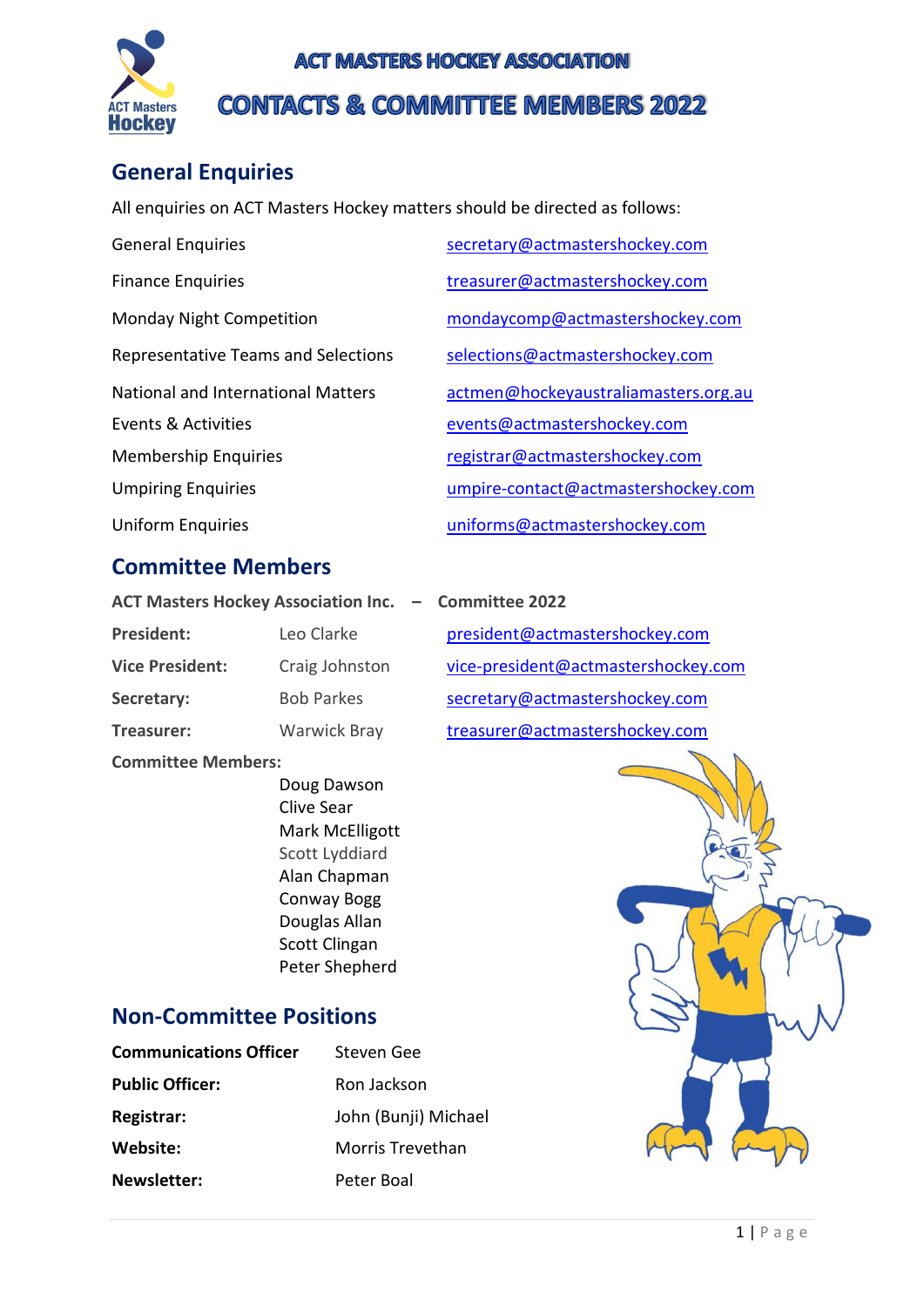# ACT MASTERS HOCKEY ASSOCIATION

# CONTACTS & COMMITTEE MEMBERS 2022

## General Enquiries

All enquiries on ACT Masters Hockey matters should be directed as follows:

| | |
|---|---|
| General Enquiries | secretary@actmastershockey.com |
| Finance Enquiries | treasurer@actmastershockey.com |
| Monday Night Competition | mondaycomp@actmastershockey.com |
| Representative Teams and Selections | selections@actmastershockey.com |
| National and International Matters | actmen@hockeyaustraliamasters.org.au |
| Events & Activities | events@actmastershockey.com |
| Membership Enquiries | registrar@actmastershockey.com |
| Umpiring Enquiries | umpire-contact@actmastershockey.com |
| Uniform Enquiries | uniforms@actmastershockey.com |

## Committee Members

**ACT Masters Hockey Association Inc. – Committee 2022**

| | | |
|---|---|---|
| **President:** | Leo Clarke | president@actmastershockey.com |
| **Vice President:** | Craig Johnston | vice-president@actmastershockey.com |
| **Secretary:** | Bob Parkes | secretary@actmastershockey.com |
| **Treasurer:** | Warwick Bray | treasurer@actmastershockey.com |

**Committee Members:**

- Doug Dawson
- Clive Sear
- Mark McElligott
- Scott Lyddiard
- Alan Chapman
- Conway Bogg
- Douglas Allan
- Scott Clingan
- Peter Shepherd

## Non-Committee Positions

| | |
|---|---|
| **Communications Officer** | Steven Gee |
| **Public Officer:** | Ron Jackson |
| **Registrar:** | John (Bunji) Michael |
| **Website:** | Morris Trevethan |
| **Newsletter:** | Peter Boal |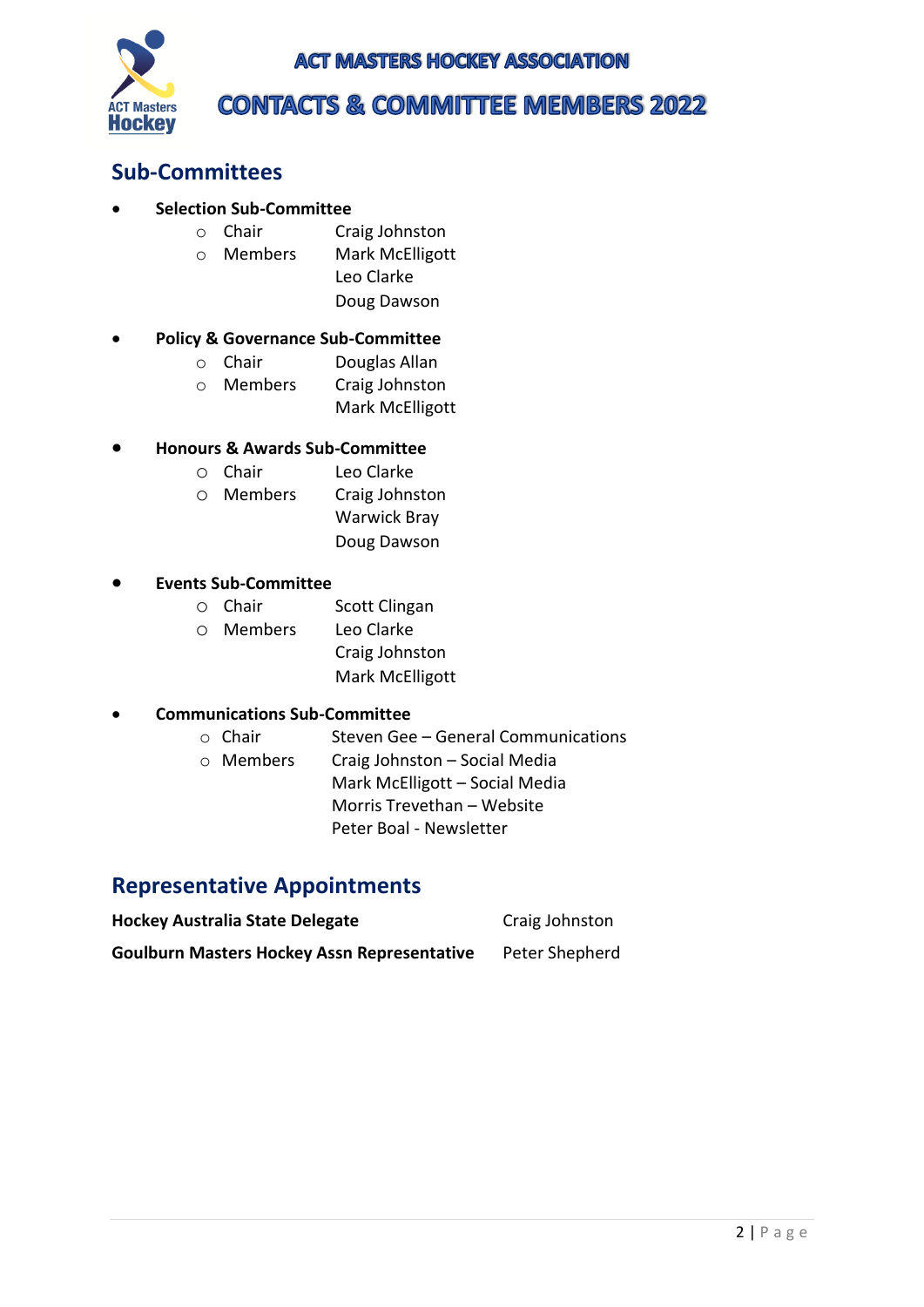# ACT MASTERS HOCKEY ASSOCIATION

# CONTACTS & COMMITTEE MEMBERS 2022

## Sub-Committees

- **Selection Sub-Committee**
  - Chair — Craig Johnston
  - Members — Mark McElligott
    Leo Clarke
    Doug Dawson

- **Policy & Governance Sub-Committee**
  - Chair — Douglas Allan
  - Members — Craig Johnston
    Mark McElligott

- **Honours & Awards Sub-Committee**
  - Chair — Leo Clarke
  - Members — Craig Johnston
    Warwick Bray
    Doug Dawson

- **Events Sub-Committee**
  - Chair — Scott Clingan
  - Members — Leo Clarke
    Craig Johnston
    Mark McElligott

- **Communications Sub-Committee**
  - Chair — Steven Gee – General Communications
  - Members — Craig Johnston – Social Media
    Mark McElligott – Social Media
    Morris Trevethan – Website
    Peter Boal - Newsletter

## Representative Appointments

| | |
|---|---|
| **Hockey Australia State Delegate** | Craig Johnston |
| **Goulburn Masters Hockey Assn Representative** | Peter Shepherd |